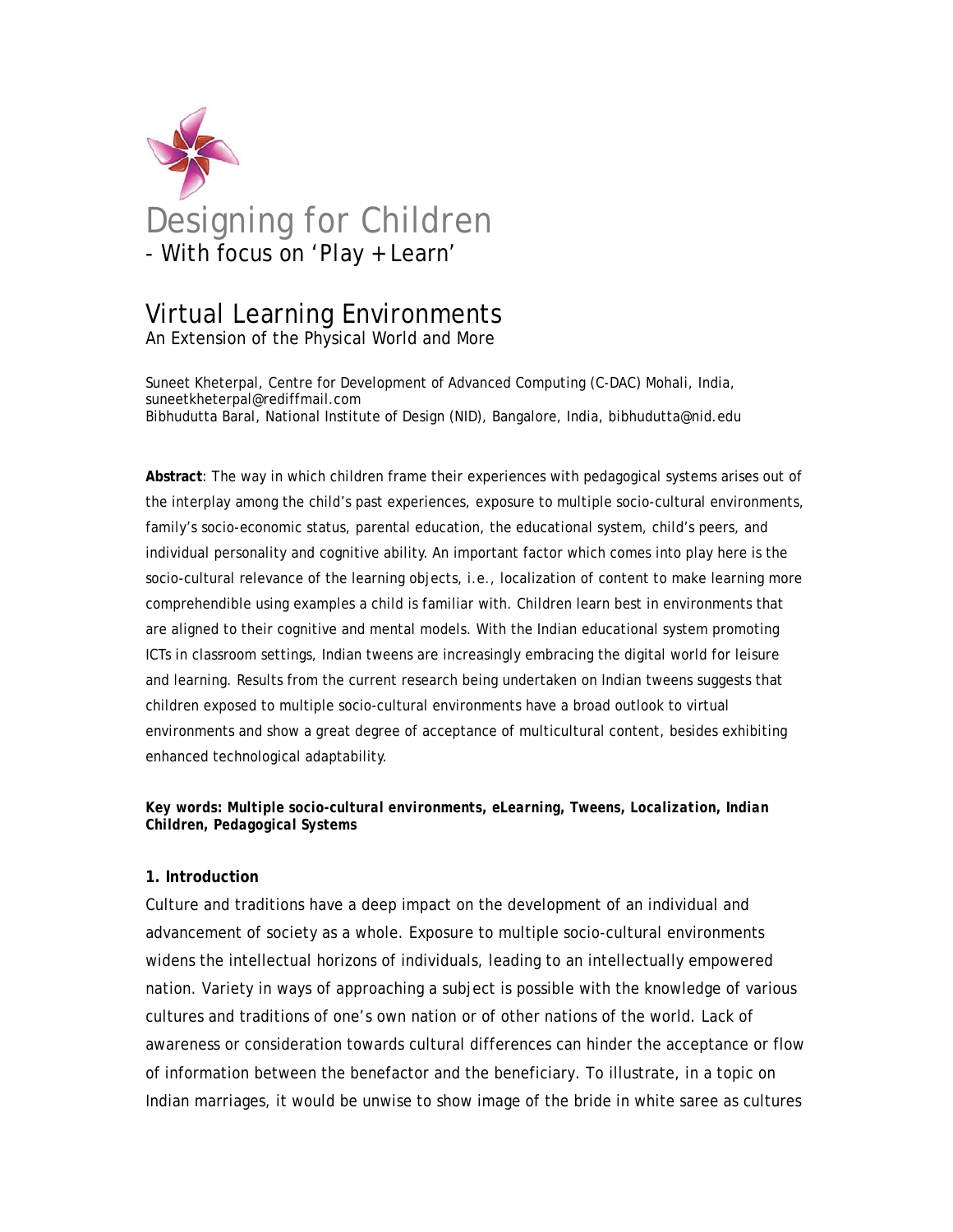# Designing for Children

## - With focus on 'Play + Learn'

# Virtual Learning Environments

## An Extension of the Physical World and More

Suneet Kheterpal, Centre for Development of Advanced Computing (C-DAC) Mohali, India, suneetkheterpal@rediffmail.com
Bibhudutta Baral, National Institute of Design (NID), Bangalore, India, bibhudutta@nid.edu

**Abstract**: The way in which children frame their experiences with pedagogical systems arises out of the interplay among the child's past experiences, exposure to multiple socio-cultural environments, family's socio-economic status, parental education, the educational system, child's peers, and individual personality and cognitive ability. An important factor which comes into play here is the socio-cultural relevance of the learning objects, i.e., localization of content to make learning more comprehendible using examples a child is familiar with. Children learn best in environments that are aligned to their cognitive and mental models. With the Indian educational system promoting ICTs in classroom settings, Indian tweens are increasingly embracing the digital world for leisure and learning. Results from the current research being undertaken on Indian tweens suggests that children exposed to multiple socio-cultural environments have a broad outlook to virtual environments and show a great degree of acceptance of multicultural content, besides exhibiting enhanced technological adaptability.

***Key words: Multiple socio-cultural environments, eLearning, Tweens, Localization, Indian Children, Pedagogical Systems***

### 1. Introduction

Culture and traditions have a deep impact on the development of an individual and advancement of society as a whole. Exposure to multiple socio-cultural environments widens the intellectual horizons of individuals, leading to an intellectually empowered nation. Variety in ways of approaching a subject is possible with the knowledge of various cultures and traditions of one's own nation or of other nations of the world. Lack of awareness or consideration towards cultural differences can hinder the acceptance or flow of information between the benefactor and the beneficiary. To illustrate, in a topic on Indian marriages, it would be unwise to show image of the bride in white saree as cultures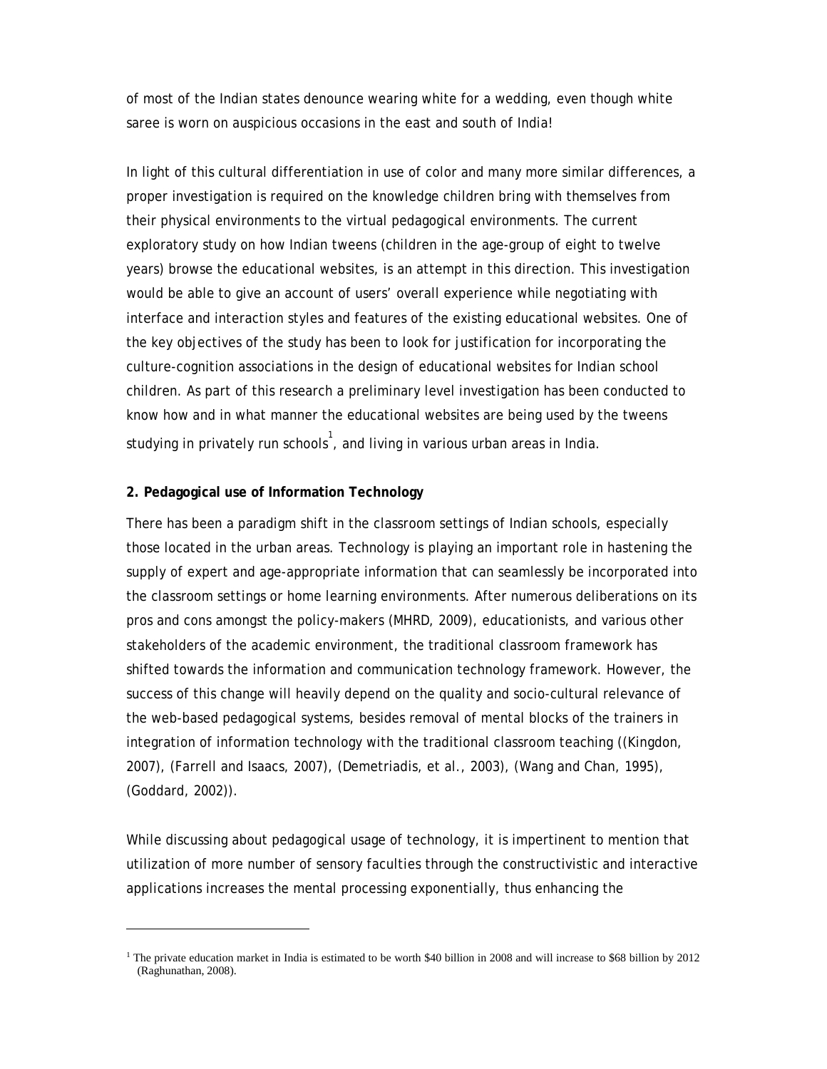of most of the Indian states denounce wearing white for a wedding, even though white saree is worn on auspicious occasions in the east and south of India!

In light of this cultural differentiation in use of color and many more similar differences, a proper investigation is required on the knowledge children bring with themselves from their physical environments to the virtual pedagogical environments. The current exploratory study on how Indian tweens (children in the age-group of eight to twelve years) browse the educational websites, is an attempt in this direction. This investigation would be able to give an account of users' overall experience while negotiating with interface and interaction styles and features of the existing educational websites. One of the key objectives of the study has been to look for justification for incorporating the culture-cognition associations in the design of educational websites for Indian school children. As part of this research a preliminary level investigation has been conducted to know how and in what manner the educational websites are being used by the tweens studying in privately run schools[1], and living in various urban areas in India.

**2. Pedagogical use of Information Technology**

There has been a paradigm shift in the classroom settings of Indian schools, especially those located in the urban areas. Technology is playing an important role in hastening the supply of expert and age-appropriate information that can seamlessly be incorporated into the classroom settings or home learning environments. After numerous deliberations on its pros and cons amongst the policy-makers (MHRD, 2009), educationists, and various other stakeholders of the academic environment, the traditional classroom framework has shifted towards the information and communication technology framework. However, the success of this change will heavily depend on the quality and socio-cultural relevance of the web-based pedagogical systems, besides removal of mental blocks of the trainers in integration of information technology with the traditional classroom teaching ((Kingdon, 2007), (Farrell and Isaacs, 2007), (Demetriadis, et al., 2003), (Wang and Chan, 1995), (Goddard, 2002)).

While discussing about pedagogical usage of technology, it is impertinent to mention that utilization of more number of sensory faculties through the constructivistic and interactive applications increases the mental processing exponentially, thus enhancing the

[1] The private education market in India is estimated to be worth $40 billion in 2008 and will increase to $68 billion by 2012 (Raghunathan, 2008).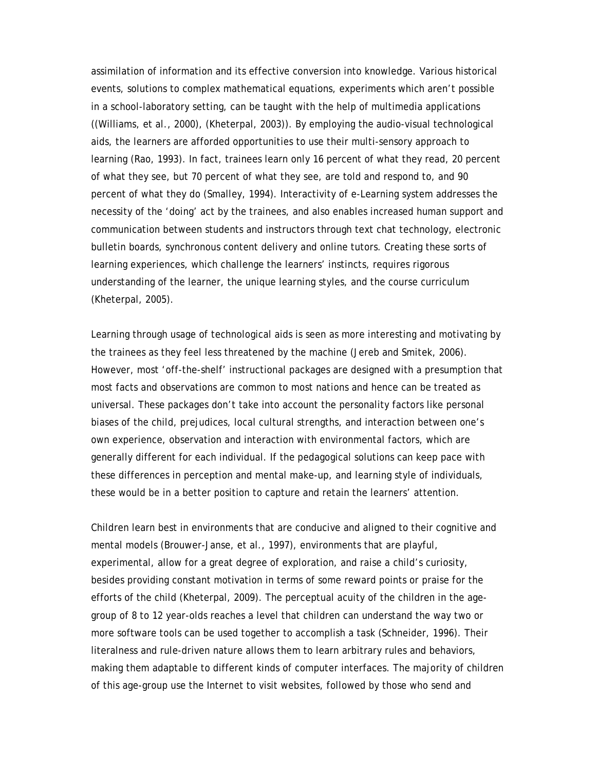assimilation of information and its effective conversion into knowledge. Various historical events, solutions to complex mathematical equations, experiments which aren't possible in a school-laboratory setting, can be taught with the help of multimedia applications ((Williams, et al., 2000), (Kheterpal, 2003)). By employing the audio-visual technological aids, the learners are afforded opportunities to use their multi-sensory approach to learning (Rao, 1993). In fact, trainees learn only 16 percent of what they read, 20 percent of what they see, but 70 percent of what they see, are told and respond to, and 90 percent of what they do (Smalley, 1994). Interactivity of e-Learning system addresses the necessity of the 'doing' act by the trainees, and also enables increased human support and communication between students and instructors through text chat technology, electronic bulletin boards, synchronous content delivery and online tutors. Creating these sorts of learning experiences, which challenge the learners' instincts, requires rigorous understanding of the learner, the unique learning styles, and the course curriculum (Kheterpal, 2005).

Learning through usage of technological aids is seen as more interesting and motivating by the trainees as they feel less threatened by the machine (Jereb and Smitek, 2006). However, most 'off-the-shelf' instructional packages are designed with a presumption that most facts and observations are common to most nations and hence can be treated as universal. These packages don't take into account the personality factors like personal biases of the child, prejudices, local cultural strengths, and interaction between one's own experience, observation and interaction with environmental factors, which are generally different for each individual. If the pedagogical solutions can keep pace with these differences in perception and mental make-up, and learning style of individuals, these would be in a better position to capture and retain the learners' attention.

Children learn best in environments that are conducive and aligned to their cognitive and mental models (Brouwer-Janse, et al., 1997), environments that are playful, experimental, allow for a great degree of exploration, and raise a child's curiosity, besides providing constant motivation in terms of some reward points or praise for the efforts of the child (Kheterpal, 2009). The perceptual acuity of the children in the age-group of 8 to 12 year-olds reaches a level that children can understand the way two or more software tools can be used together to accomplish a task (Schneider, 1996). Their literalness and rule-driven nature allows them to learn arbitrary rules and behaviors, making them adaptable to different kinds of computer interfaces. The majority of children of this age-group use the Internet to visit websites, followed by those who send and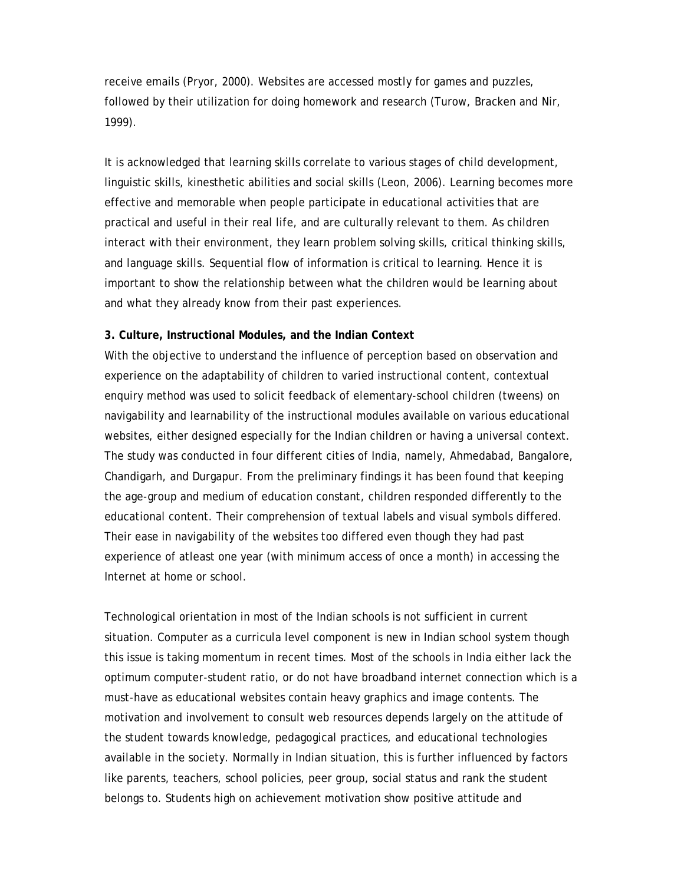receive emails (Pryor, 2000). Websites are accessed mostly for games and puzzles, followed by their utilization for doing homework and research (Turow, Bracken and Nir, 1999).

It is acknowledged that learning skills correlate to various stages of child development, linguistic skills, kinesthetic abilities and social skills (Leon, 2006). Learning becomes more effective and memorable when people participate in educational activities that are practical and useful in their real life, and are culturally relevant to them. As children interact with their environment, they learn problem solving skills, critical thinking skills, and language skills. Sequential flow of information is critical to learning. Hence it is important to show the relationship between what the children would be learning about and what they already know from their past experiences.

**3. Culture, Instructional Modules, and the Indian Context**

With the objective to understand the influence of perception based on observation and experience on the adaptability of children to varied instructional content, contextual enquiry method was used to solicit feedback of elementary-school children (tweens) on navigability and learnability of the instructional modules available on various educational websites, either designed especially for the Indian children or having a universal context. The study was conducted in four different cities of India, namely, Ahmedabad, Bangalore, Chandigarh, and Durgapur. From the preliminary findings it has been found that keeping the age-group and medium of education constant, children responded differently to the educational content. Their comprehension of textual labels and visual symbols differed. Their ease in navigability of the websites too differed even though they had past experience of atleast one year (with minimum access of once a month) in accessing the Internet at home or school.

Technological orientation in most of the Indian schools is not sufficient in current situation. Computer as a curricula level component is new in Indian school system though this issue is taking momentum in recent times. Most of the schools in India either lack the optimum computer-student ratio, or do not have broadband internet connection which is a must-have as educational websites contain heavy graphics and image contents. The motivation and involvement to consult web resources depends largely on the attitude of the student towards knowledge, pedagogical practices, and educational technologies available in the society. Normally in Indian situation, this is further influenced by factors like parents, teachers, school policies, peer group, social status and rank the student belongs to. Students high on achievement motivation show positive attitude and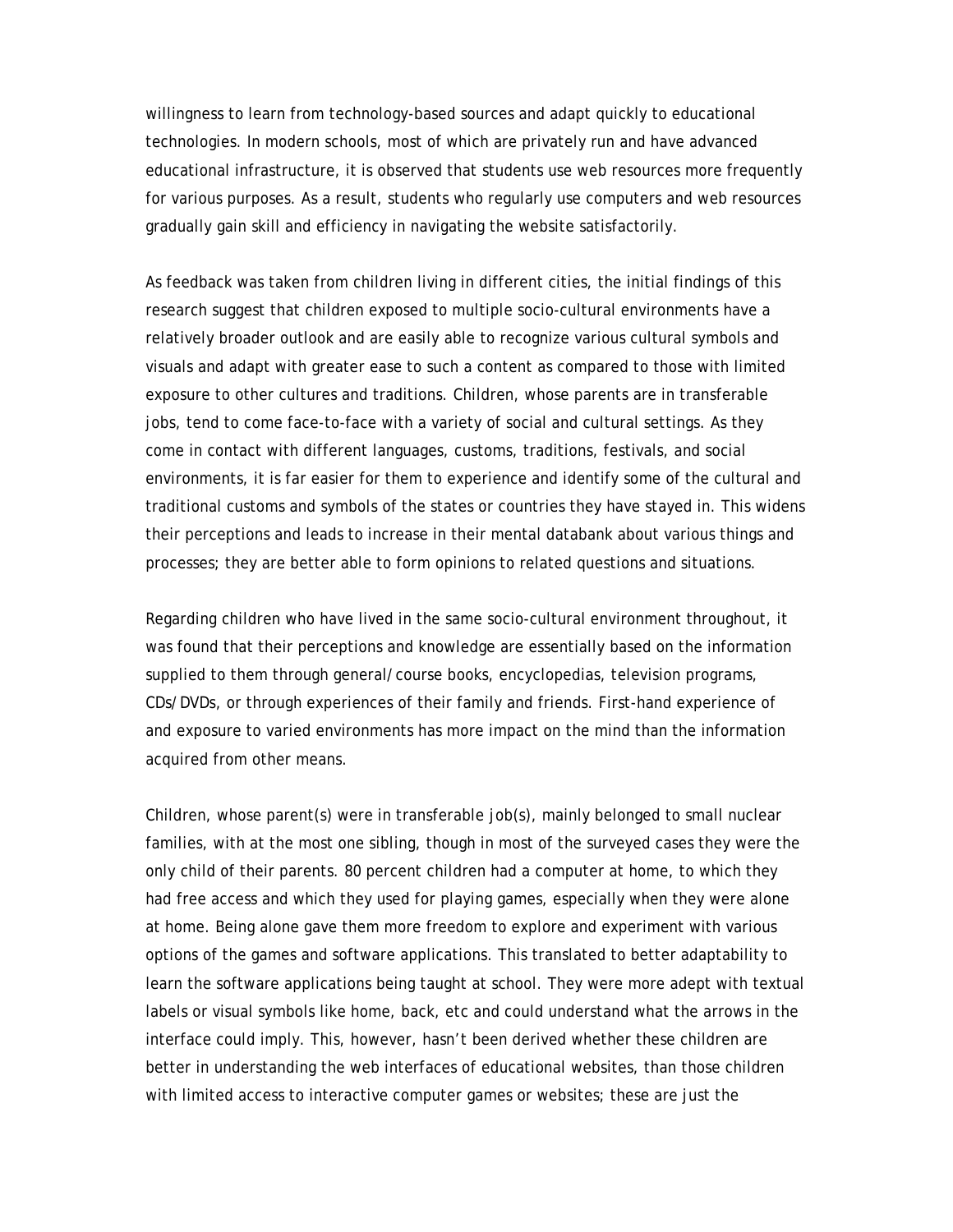willingness to learn from technology-based sources and adapt quickly to educational technologies. In modern schools, most of which are privately run and have advanced educational infrastructure, it is observed that students use web resources more frequently for various purposes. As a result, students who regularly use computers and web resources gradually gain skill and efficiency in navigating the website satisfactorily.

As feedback was taken from children living in different cities, the initial findings of this research suggest that children exposed to multiple socio-cultural environments have a relatively broader outlook and are easily able to recognize various cultural symbols and visuals and adapt with greater ease to such a content as compared to those with limited exposure to other cultures and traditions. Children, whose parents are in transferable jobs, tend to come face-to-face with a variety of social and cultural settings. As they come in contact with different languages, customs, traditions, festivals, and social environments, it is far easier for them to experience and identify some of the cultural and traditional customs and symbols of the states or countries they have stayed in. This widens their perceptions and leads to increase in their mental databank about various things and processes; they are better able to form opinions to related questions and situations.

Regarding children who have lived in the same socio-cultural environment throughout, it was found that their perceptions and knowledge are essentially based on the information supplied to them through general/course books, encyclopedias, television programs, CDs/DVDs, or through experiences of their family and friends. First-hand experience of and exposure to varied environments has more impact on the mind than the information acquired from other means.

Children, whose parent(s) were in transferable job(s), mainly belonged to small nuclear families, with at the most one sibling, though in most of the surveyed cases they were the only child of their parents. 80 percent children had a computer at home, to which they had free access and which they used for playing games, especially when they were alone at home. Being alone gave them more freedom to explore and experiment with various options of the games and software applications. This translated to better adaptability to learn the software applications being taught at school. They were more adept with textual labels or visual symbols like home, back, etc and could understand what the arrows in the interface could imply. This, however, hasn't been derived whether these children are better in understanding the web interfaces of educational websites, than those children with limited access to interactive computer games or websites; these are just the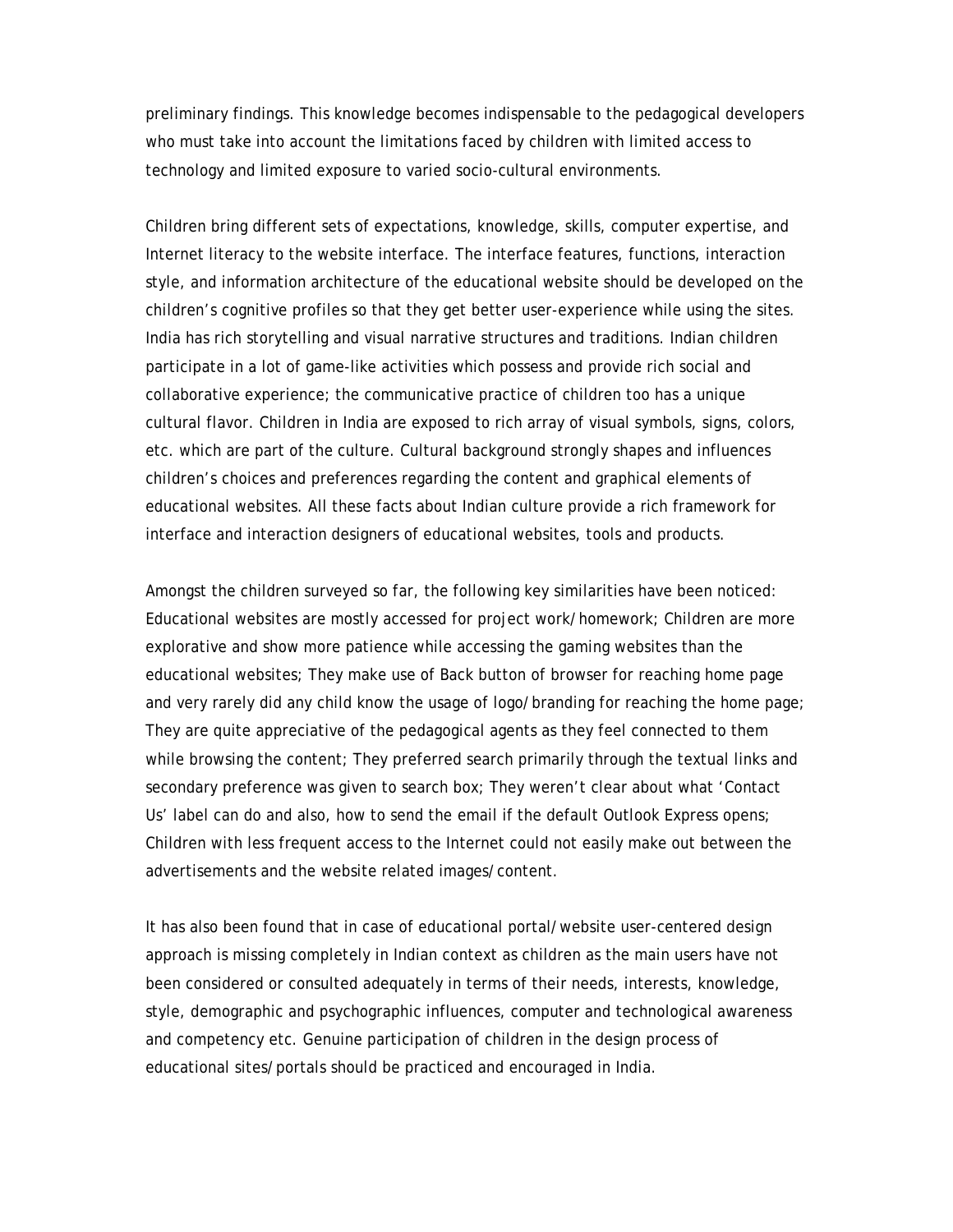preliminary findings. This knowledge becomes indispensable to the pedagogical developers who must take into account the limitations faced by children with limited access to technology and limited exposure to varied socio-cultural environments.

Children bring different sets of expectations, knowledge, skills, computer expertise, and Internet literacy to the website interface. The interface features, functions, interaction style, and information architecture of the educational website should be developed on the children's cognitive profiles so that they get better user-experience while using the sites. India has rich storytelling and visual narrative structures and traditions. Indian children participate in a lot of game-like activities which possess and provide rich social and collaborative experience; the communicative practice of children too has a unique cultural flavor. Children in India are exposed to rich array of visual symbols, signs, colors, etc. which are part of the culture. Cultural background strongly shapes and influences children's choices and preferences regarding the content and graphical elements of educational websites. All these facts about Indian culture provide a rich framework for interface and interaction designers of educational websites, tools and products.

Amongst the children surveyed so far, the following key similarities have been noticed: Educational websites are mostly accessed for project work/homework; Children are more explorative and show more patience while accessing the gaming websites than the educational websites; They make use of Back button of browser for reaching home page and very rarely did any child know the usage of logo/branding for reaching the home page; They are quite appreciative of the pedagogical agents as they feel connected to them while browsing the content; They preferred search primarily through the textual links and secondary preference was given to search box; They weren't clear about what 'Contact Us' label can do and also, how to send the email if the default Outlook Express opens; Children with less frequent access to the Internet could not easily make out between the advertisements and the website related images/content.

It has also been found that in case of educational portal/website user-centered design approach is missing completely in Indian context as children as the main users have not been considered or consulted adequately in terms of their needs, interests, knowledge, style, demographic and psychographic influences, computer and technological awareness and competency etc. Genuine participation of children in the design process of educational sites/portals should be practiced and encouraged in India.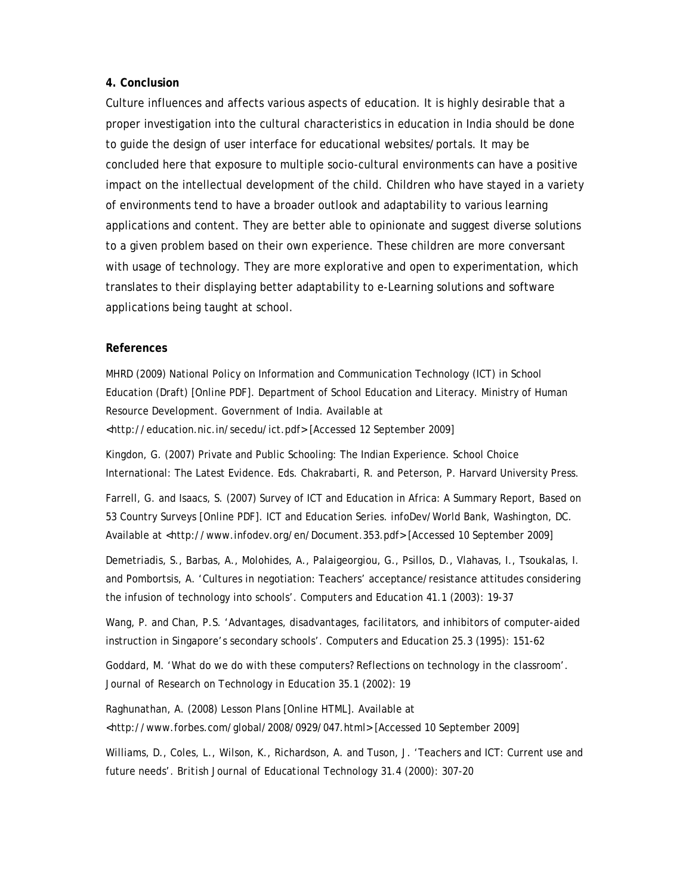## 4. Conclusion

Culture influences and affects various aspects of education. It is highly desirable that a proper investigation into the cultural characteristics in education in India should be done to guide the design of user interface for educational websites/portals. It may be concluded here that exposure to multiple socio-cultural environments can have a positive impact on the intellectual development of the child. Children who have stayed in a variety of environments tend to have a broader outlook and adaptability to various learning applications and content. They are better able to opinionate and suggest diverse solutions to a given problem based on their own experience. These children are more conversant with usage of technology. They are more explorative and open to experimentation, which translates to their displaying better adaptability to e-Learning solutions and software applications being taught at school.

## References

MHRD (2009) National Policy on Information and Communication Technology (ICT) in School Education (Draft) [Online PDF]. Department of School Education and Literacy. Ministry of Human Resource Development. Government of India. Available at <http://education.nic.in/secedu/ict.pdf> [Accessed 12 September 2009]

Kingdon, G. (2007) Private and Public Schooling: The Indian Experience. School Choice International: The Latest Evidence. Eds. Chakrabarti, R. and Peterson, P. Harvard University Press.

Farrell, G. and Isaacs, S. (2007) Survey of ICT and Education in Africa: A Summary Report, Based on 53 Country Surveys [Online PDF]. ICT and Education Series. infoDev/World Bank, Washington, DC. Available at <http://www.infodev.org/en/Document.353.pdf> [Accessed 10 September 2009]

Demetriadis, S., Barbas, A., Molohides, A., Palaigeorgiou, G., Psillos, D., Vlahavas, I., Tsoukalas, I. and Pombortsis, A. 'Cultures in negotiation: Teachers' acceptance/resistance attitudes considering the infusion of technology into schools'. *Computers and Education* 41.1 (2003): 19-37

Wang, P. and Chan, P.S. 'Advantages, disadvantages, facilitators, and inhibitors of computer-aided instruction in Singapore's secondary schools'. *Computers and Education* 25.3 (1995): 151-62

Goddard, M. 'What do we do with these computers? Reflections on technology in the classroom'. *Journal of Research on Technology in Education* 35.1 (2002): 19

Raghunathan, A. (2008) Lesson Plans [Online HTML]. Available at <http://www.forbes.com/global/2008/0929/047.html> [Accessed 10 September 2009]

Williams, D., Coles, L., Wilson, K., Richardson, A. and Tuson, J. 'Teachers and ICT: Current use and future needs'. *British Journal of Educational Technology* 31.4 (2000): 307-20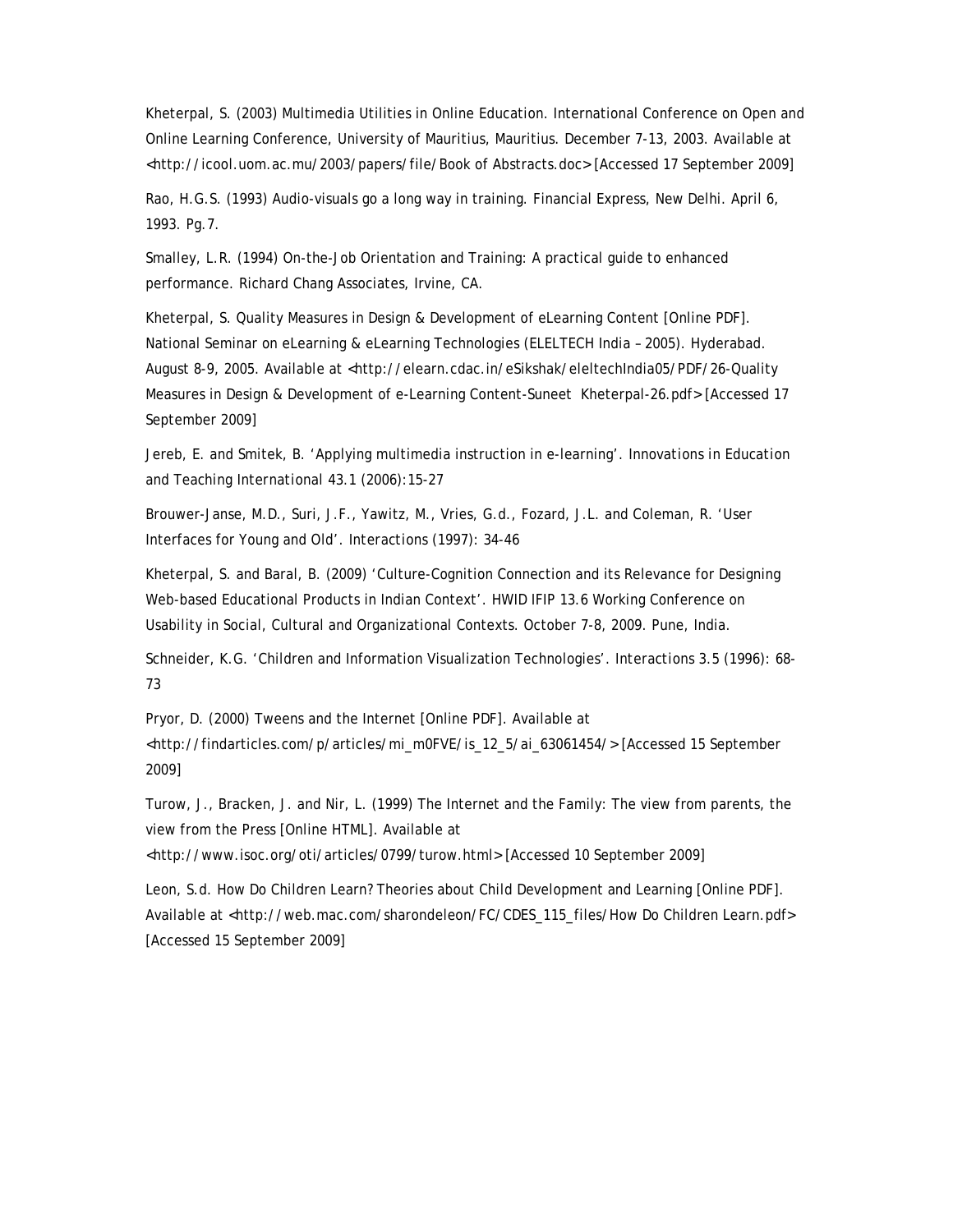Kheterpal, S. (2003) Multimedia Utilities in Online Education. International Conference on Open and Online Learning Conference, University of Mauritius, Mauritius. December 7-13, 2003. Available at <http://icool.uom.ac.mu/2003/papers/file/Book of Abstracts.doc> [Accessed 17 September 2009]

Rao, H.G.S. (1993) Audio-visuals go a long way in training. Financial Express, New Delhi. April 6, 1993. Pg.7.

Smalley, L.R. (1994) On-the-Job Orientation and Training: A practical guide to enhanced performance. Richard Chang Associates, Irvine, CA.

Kheterpal, S. Quality Measures in Design & Development of eLearning Content [Online PDF]. National Seminar on eLearning & eLearning Technologies (ELELTECH India – 2005). Hyderabad. August 8-9, 2005. Available at <http://elearn.cdac.in/eSikshak/eleltechIndia05/PDF/26-Quality Measures in Design & Development of e-Learning Content-Suneet Kheterpal-26.pdf> [Accessed 17 September 2009]

Jereb, E. and Smitek, B. 'Applying multimedia instruction in e-learning'. Innovations in Education and Teaching International 43.1 (2006):15-27

Brouwer-Janse, M.D., Suri, J.F., Yawitz, M., Vries, G.d., Fozard, J.L. and Coleman, R. 'User Interfaces for Young and Old'. Interactions (1997): 34-46

Kheterpal, S. and Baral, B. (2009) 'Culture-Cognition Connection and its Relevance for Designing Web-based Educational Products in Indian Context'. HWID IFIP 13.6 Working Conference on Usability in Social, Cultural and Organizational Contexts. October 7-8, 2009. Pune, India.

Schneider, K.G. 'Children and Information Visualization Technologies'. Interactions 3.5 (1996): 68-73

Pryor, D. (2000) Tweens and the Internet [Online PDF]. Available at <http://findarticles.com/p/articles/mi_m0FVE/is_12_5/ai_63061454/> [Accessed 15 September 2009]

Turow, J., Bracken, J. and Nir, L. (1999) The Internet and the Family: The view from parents, the view from the Press [Online HTML]. Available at <http://www.isoc.org/oti/articles/0799/turow.html> [Accessed 10 September 2009]

Leon, S.d. How Do Children Learn? Theories about Child Development and Learning [Online PDF]. Available at <http://web.mac.com/sharondeleon/FC/CDES_115_files/How Do Children Learn.pdf> [Accessed 15 September 2009]